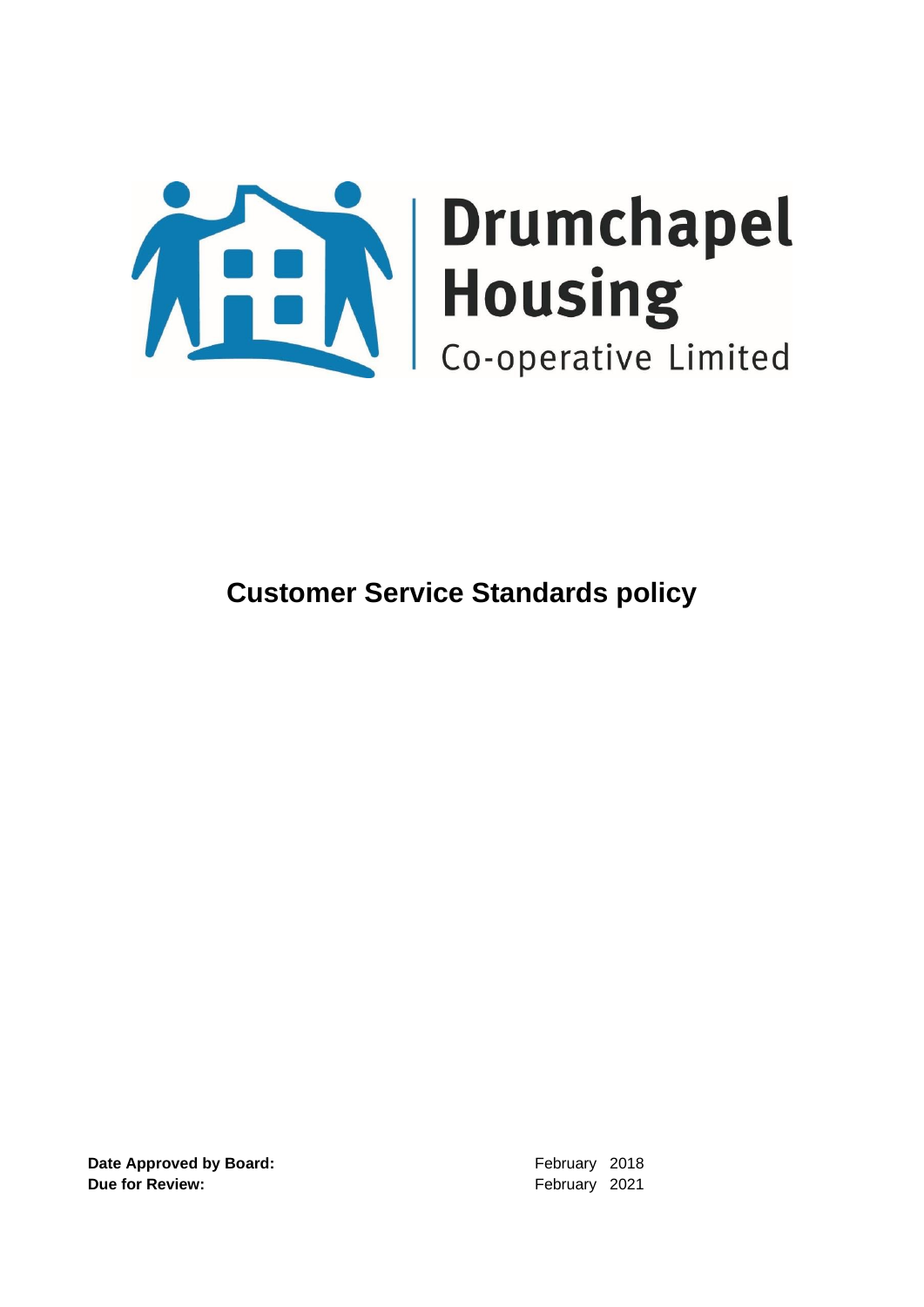Drumchapel Housing

Co-operative Limited

# Customer Service Standards policy

**Date Approved by Board:** February 2018

**Due for Review:** February 2021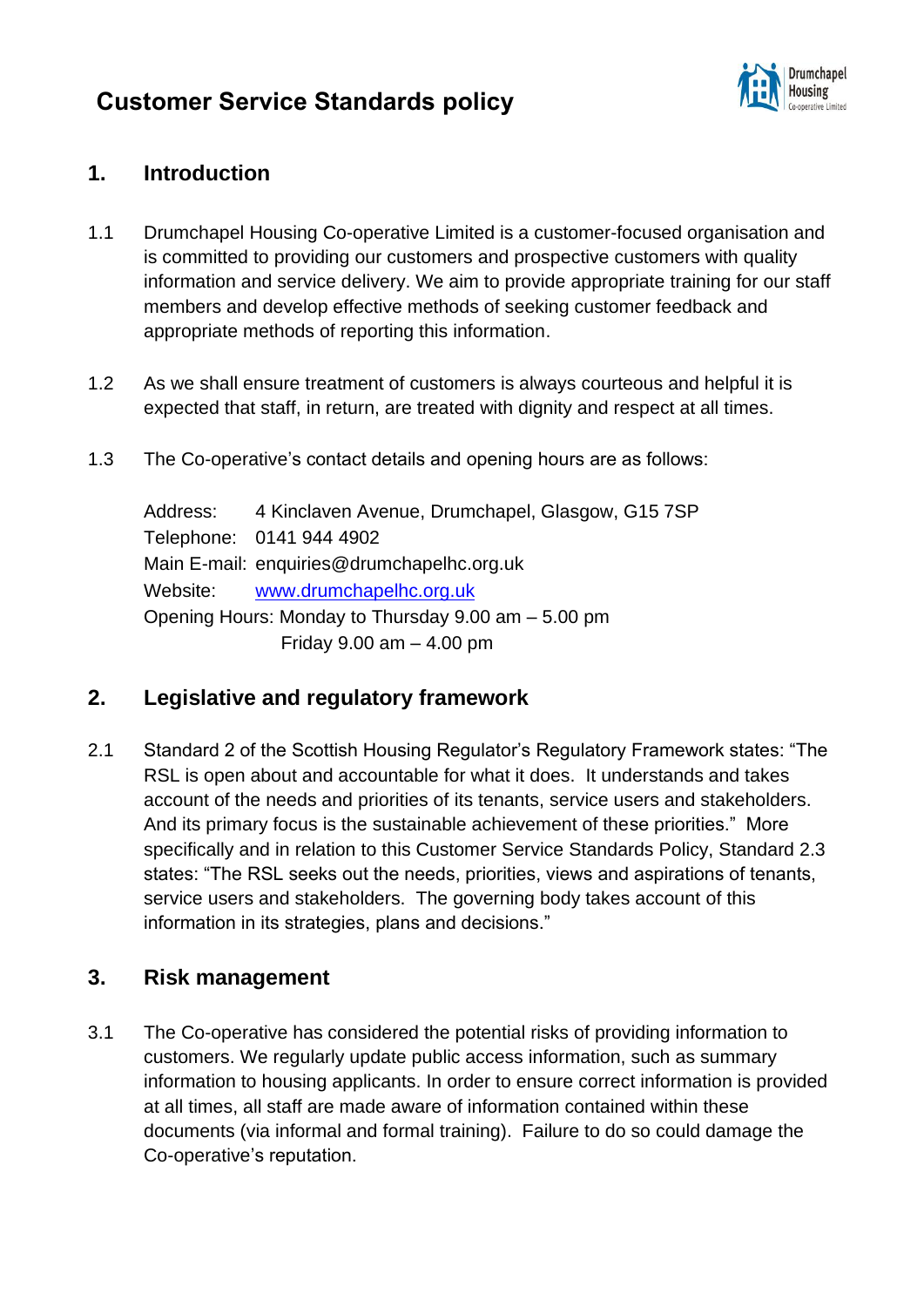# Customer Service Standards policy

## 1. Introduction

1.1 Drumchapel Housing Co-operative Limited is a customer-focused organisation and is committed to providing our customers and prospective customers with quality information and service delivery. We aim to provide appropriate training for our staff members and develop effective methods of seeking customer feedback and appropriate methods of reporting this information.

1.2 As we shall ensure treatment of customers is always courteous and helpful it is expected that staff, in return, are treated with dignity and respect at all times.

1.3 The Co-operative's contact details and opening hours are as follows:

Address: 4 Kinclaven Avenue, Drumchapel, Glasgow, G15 7SP
Telephone: 0141 944 4902
Main E-mail: enquiries@drumchapelhc.org.uk
Website: [www.drumchapelhc.org.uk](http://www.drumchapelhc.org.uk)
Opening Hours: Monday to Thursday 9.00 am – 5.00 pm
Friday 9.00 am – 4.00 pm

## 2. Legislative and regulatory framework

2.1 Standard 2 of the Scottish Housing Regulator's Regulatory Framework states: "The RSL is open about and accountable for what it does. It understands and takes account of the needs and priorities of its tenants, service users and stakeholders. And its primary focus is the sustainable achievement of these priorities." More specifically and in relation to this Customer Service Standards Policy, Standard 2.3 states: "The RSL seeks out the needs, priorities, views and aspirations of tenants, service users and stakeholders. The governing body takes account of this information in its strategies, plans and decisions."

## 3. Risk management

3.1 The Co-operative has considered the potential risks of providing information to customers. We regularly update public access information, such as summary information to housing applicants. In order to ensure correct information is provided at all times, all staff are made aware of information contained within these documents (via informal and formal training). Failure to do so could damage the Co-operative's reputation.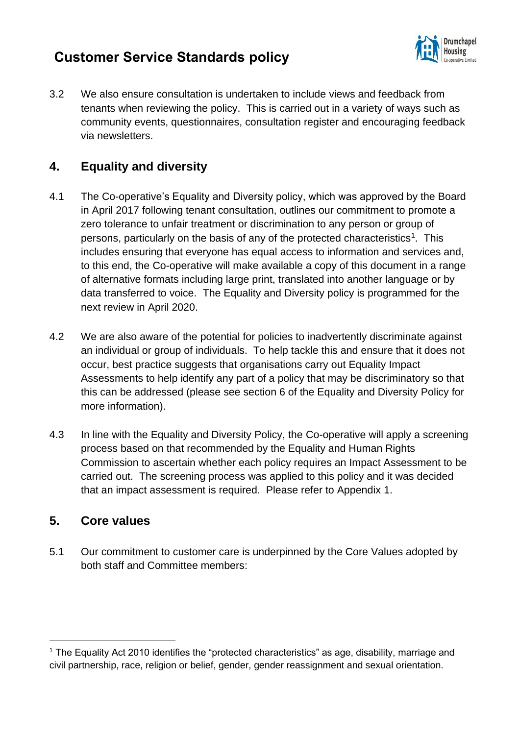3.2 We also ensure consultation is undertaken to include views and feedback from tenants when reviewing the policy. This is carried out in a variety of ways such as community events, questionnaires, consultation register and encouraging feedback via newsletters.

## 4. Equality and diversity

4.1 The Co-operative's Equality and Diversity policy, which was approved by the Board in April 2017 following tenant consultation, outlines our commitment to promote a zero tolerance to unfair treatment or discrimination to any person or group of persons, particularly on the basis of any of the protected characteristics[1]. This includes ensuring that everyone has equal access to information and services and, to this end, the Co-operative will make available a copy of this document in a range of alternative formats including large print, translated into another language or by data transferred to voice. The Equality and Diversity policy is programmed for the next review in April 2020.

4.2 We are also aware of the potential for policies to inadvertently discriminate against an individual or group of individuals. To help tackle this and ensure that it does not occur, best practice suggests that organisations carry out Equality Impact Assessments to help identify any part of a policy that may be discriminatory so that this can be addressed (please see section 6 of the Equality and Diversity Policy for more information).

4.3 In line with the Equality and Diversity Policy, the Co-operative will apply a screening process based on that recommended by the Equality and Human Rights Commission to ascertain whether each policy requires an Impact Assessment to be carried out. The screening process was applied to this policy and it was decided that an impact assessment is required. Please refer to Appendix 1.

## 5. Core values

5.1 Our commitment to customer care is underpinned by the Core Values adopted by both staff and Committee members:

---

[1] The Equality Act 2010 identifies the "protected characteristics" as age, disability, marriage and civil partnership, race, religion or belief, gender, gender reassignment and sexual orientation.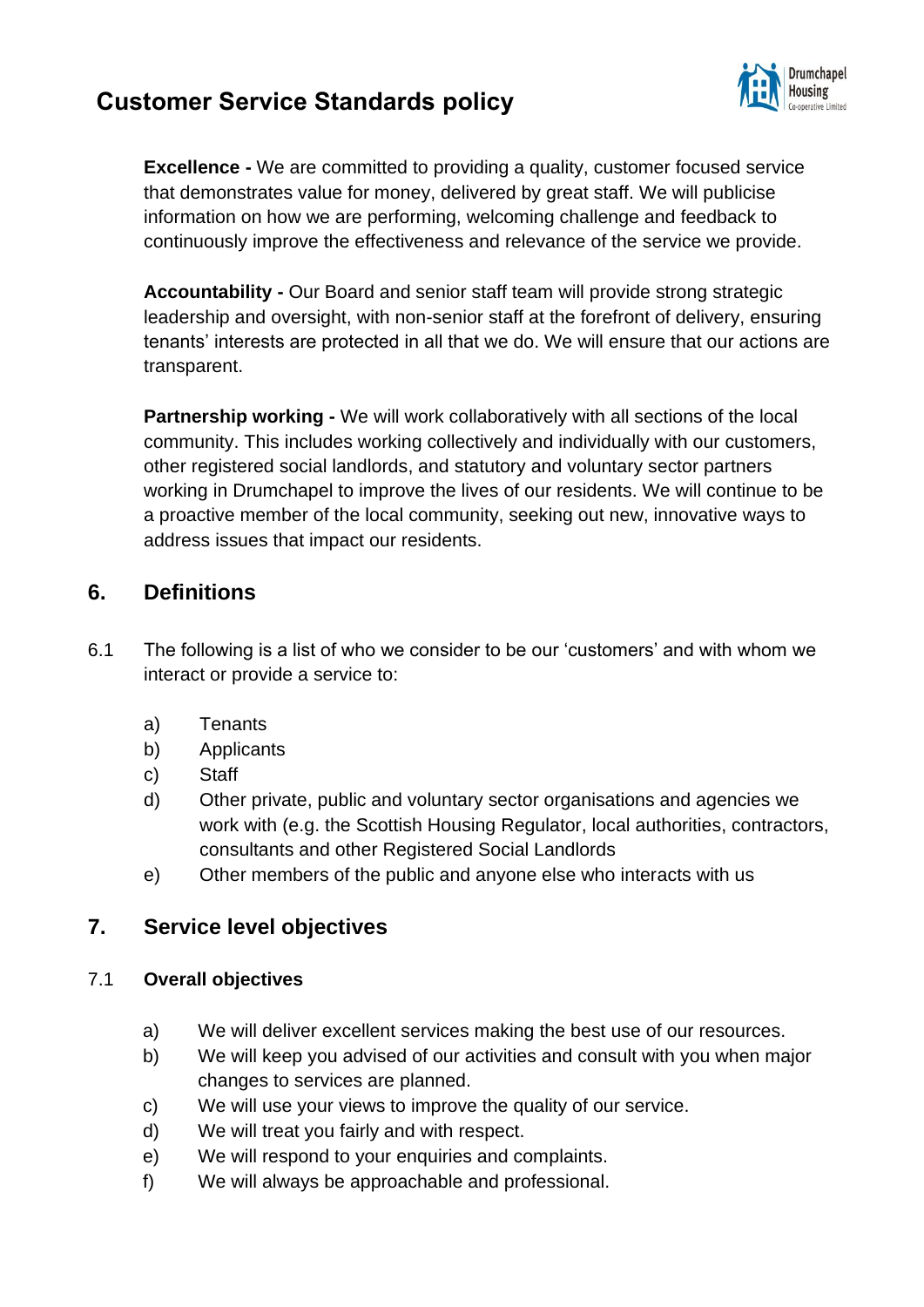**Excellence -** We are committed to providing a quality, customer focused service that demonstrates value for money, delivered by great staff. We will publicise information on how we are performing, welcoming challenge and feedback to continuously improve the effectiveness and relevance of the service we provide.

**Accountability -** Our Board and senior staff team will provide strong strategic leadership and oversight, with non-senior staff at the forefront of delivery, ensuring tenants' interests are protected in all that we do. We will ensure that our actions are transparent.

**Partnership working -** We will work collaboratively with all sections of the local community. This includes working collectively and individually with our customers, other registered social landlords, and statutory and voluntary sector partners working in Drumchapel to improve the lives of our residents. We will continue to be a proactive member of the local community, seeking out new, innovative ways to address issues that impact our residents.

## 6. Definitions

6.1 The following is a list of who we consider to be our 'customers' and with whom we interact or provide a service to:

a) Tenants
b) Applicants
c) Staff
d) Other private, public and voluntary sector organisations and agencies we work with (e.g. the Scottish Housing Regulator, local authorities, contractors, consultants and other Registered Social Landlords
e) Other members of the public and anyone else who interacts with us

## 7. Service level objectives

### 7.1 Overall objectives

a) We will deliver excellent services making the best use of our resources.
b) We will keep you advised of our activities and consult with you when major changes to services are planned.
c) We will use your views to improve the quality of our service.
d) We will treat you fairly and with respect.
e) We will respond to your enquiries and complaints.
f) We will always be approachable and professional.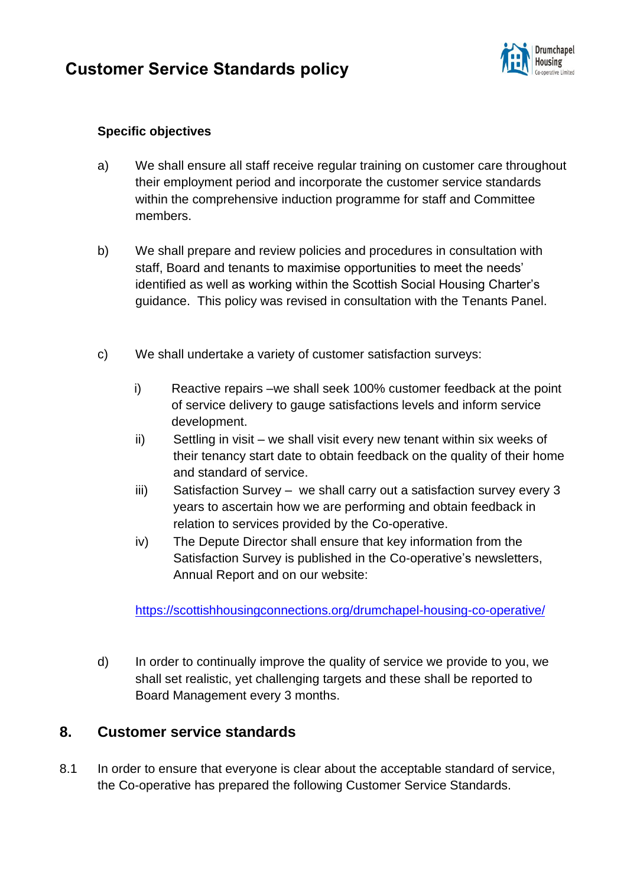**Specific objectives**

a) We shall ensure all staff receive regular training on customer care throughout their employment period and incorporate the customer service standards within the comprehensive induction programme for staff and Committee members.

b) We shall prepare and review policies and procedures in consultation with staff, Board and tenants to maximise opportunities to meet the needs' identified as well as working within the Scottish Social Housing Charter's guidance. This policy was revised in consultation with the Tenants Panel.

c) We shall undertake a variety of customer satisfaction surveys:

   i) Reactive repairs –we shall seek 100% customer feedback at the point of service delivery to gauge satisfactions levels and inform service development.
   
   ii) Settling in visit – we shall visit every new tenant within six weeks of their tenancy start date to obtain feedback on the quality of their home and standard of service.
   
   iii) Satisfaction Survey – we shall carry out a satisfaction survey every 3 years to ascertain how we are performing and obtain feedback in relation to services provided by the Co-operative.
   
   iv) The Depute Director shall ensure that key information from the Satisfaction Survey is published in the Co-operative's newsletters, Annual Report and on our website:

   https://scottishhousingconnections.org/drumchapel-housing-co-operative/

d) In order to continually improve the quality of service we provide to you, we shall set realistic, yet challenging targets and these shall be reported to Board Management every 3 months.

## 8. Customer service standards

8.1 In order to ensure that everyone is clear about the acceptable standard of service, the Co-operative has prepared the following Customer Service Standards.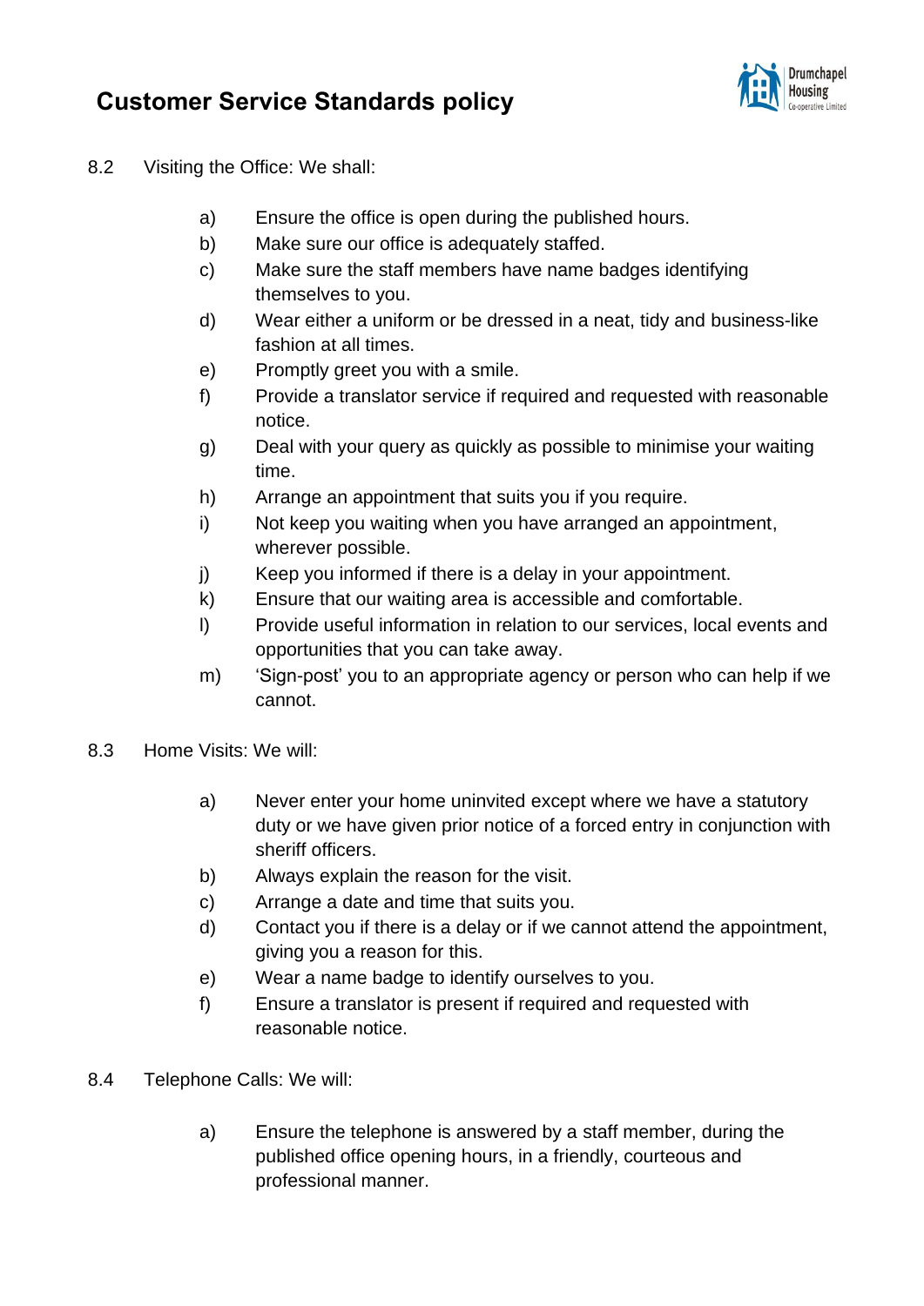8.2 Visiting the Office: We shall:

- a) Ensure the office is open during the published hours.
- b) Make sure our office is adequately staffed.
- c) Make sure the staff members have name badges identifying themselves to you.
- d) Wear either a uniform or be dressed in a neat, tidy and business-like fashion at all times.
- e) Promptly greet you with a smile.
- f) Provide a translator service if required and requested with reasonable notice.
- g) Deal with your query as quickly as possible to minimise your waiting time.
- h) Arrange an appointment that suits you if you require.
- i) Not keep you waiting when you have arranged an appointment, wherever possible.
- j) Keep you informed if there is a delay in your appointment.
- k) Ensure that our waiting area is accessible and comfortable.
- l) Provide useful information in relation to our services, local events and opportunities that you can take away.
- m) 'Sign-post' you to an appropriate agency or person who can help if we cannot.

8.3 Home Visits: We will:

- a) Never enter your home uninvited except where we have a statutory duty or we have given prior notice of a forced entry in conjunction with sheriff officers.
- b) Always explain the reason for the visit.
- c) Arrange a date and time that suits you.
- d) Contact you if there is a delay or if we cannot attend the appointment, giving you a reason for this.
- e) Wear a name badge to identify ourselves to you.
- f) Ensure a translator is present if required and requested with reasonable notice.

8.4 Telephone Calls: We will:

- a) Ensure the telephone is answered by a staff member, during the published office opening hours, in a friendly, courteous and professional manner.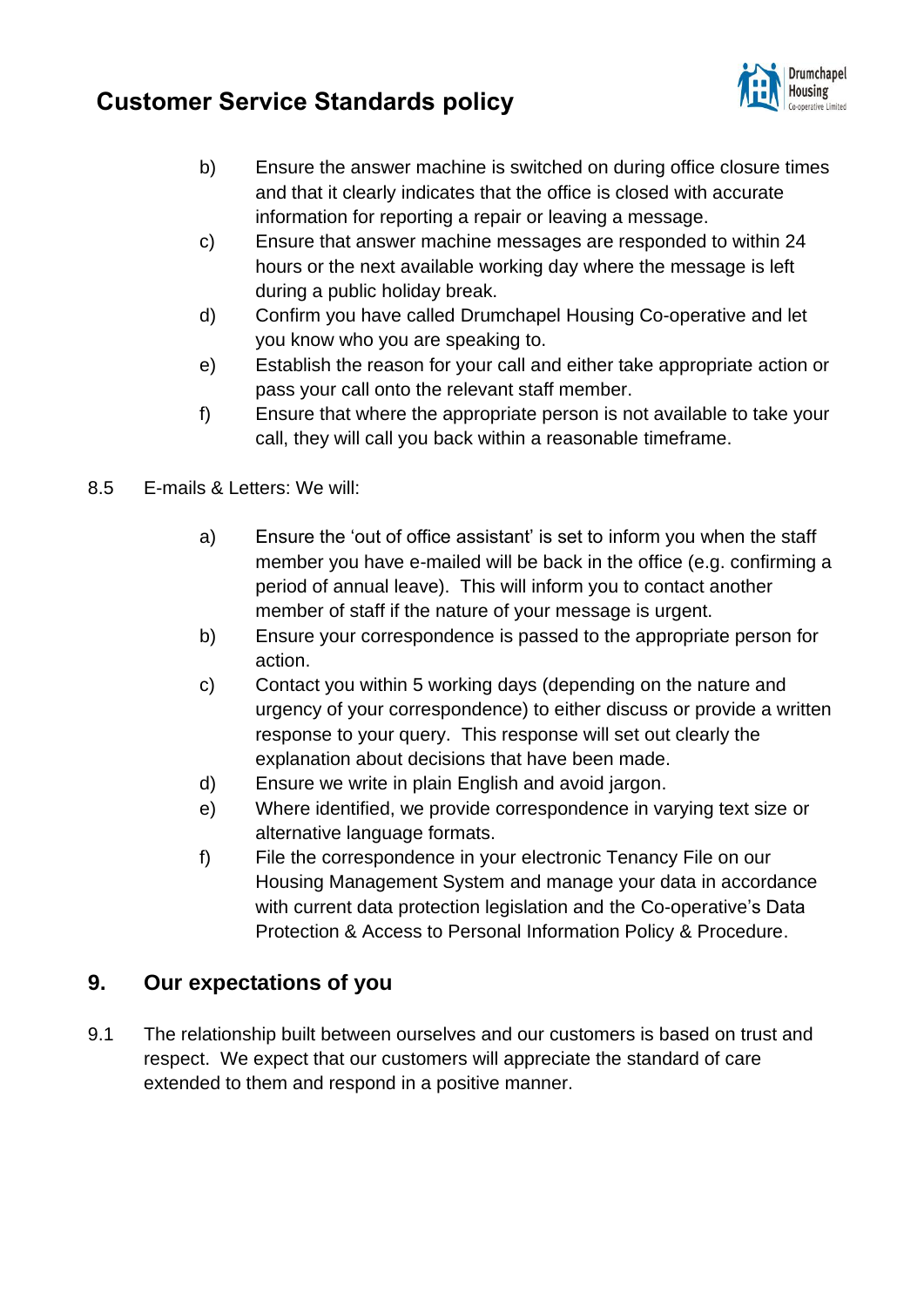b) Ensure the answer machine is switched on during office closure times and that it clearly indicates that the office is closed with accurate information for reporting a repair or leaving a message.

c) Ensure that answer machine messages are responded to within 24 hours or the next available working day where the message is left during a public holiday break.

d) Confirm you have called Drumchapel Housing Co-operative and let you know who you are speaking to.

e) Establish the reason for your call and either take appropriate action or pass your call onto the relevant staff member.

f) Ensure that where the appropriate person is not available to take your call, they will call you back within a reasonable timeframe.

8.5 E-mails & Letters: We will:

a) Ensure the 'out of office assistant' is set to inform you when the staff member you have e-mailed will be back in the office (e.g. confirming a period of annual leave). This will inform you to contact another member of staff if the nature of your message is urgent.

b) Ensure your correspondence is passed to the appropriate person for action.

c) Contact you within 5 working days (depending on the nature and urgency of your correspondence) to either discuss or provide a written response to your query. This response will set out clearly the explanation about decisions that have been made.

d) Ensure we write in plain English and avoid jargon.

e) Where identified, we provide correspondence in varying text size or alternative language formats.

f) File the correspondence in your electronic Tenancy File on our Housing Management System and manage your data in accordance with current data protection legislation and the Co-operative's Data Protection & Access to Personal Information Policy & Procedure.

## 9. Our expectations of you

9.1 The relationship built between ourselves and our customers is based on trust and respect. We expect that our customers will appreciate the standard of care extended to them and respond in a positive manner.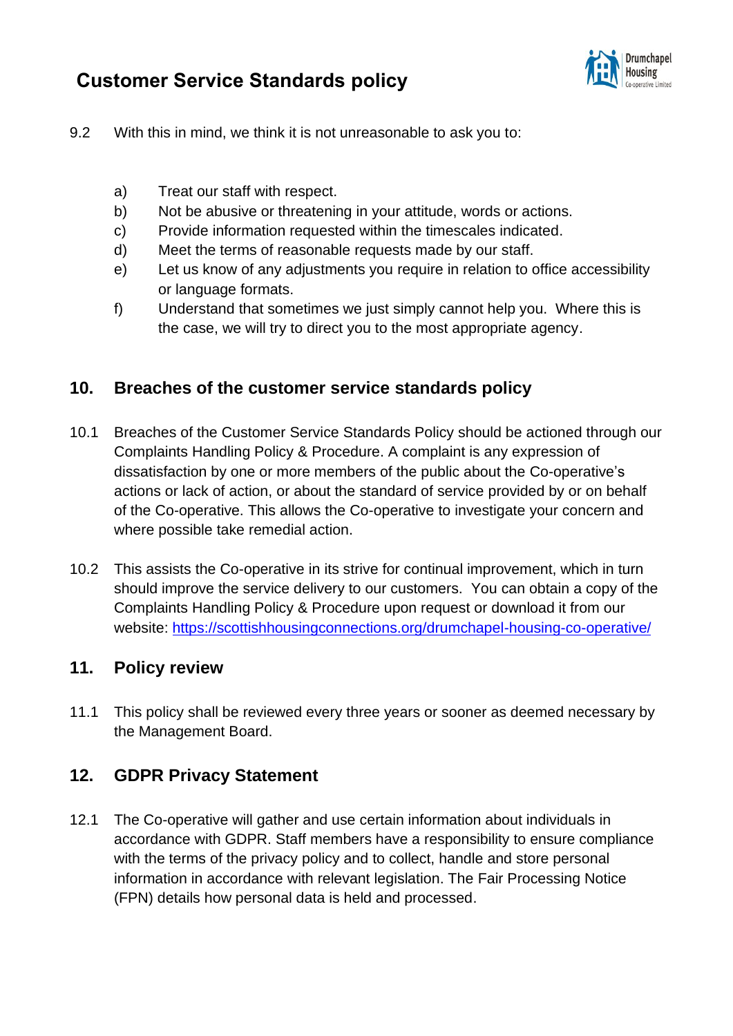9.2 With this in mind, we think it is not unreasonable to ask you to:

a) Treat our staff with respect.
b) Not be abusive or threatening in your attitude, words or actions.
c) Provide information requested within the timescales indicated.
d) Meet the terms of reasonable requests made by our staff.
e) Let us know of any adjustments you require in relation to office accessibility or language formats.
f) Understand that sometimes we just simply cannot help you. Where this is the case, we will try to direct you to the most appropriate agency.

## 10. Breaches of the customer service standards policy

10.1 Breaches of the Customer Service Standards Policy should be actioned through our Complaints Handling Policy & Procedure. A complaint is any expression of dissatisfaction by one or more members of the public about the Co-operative's actions or lack of action, or about the standard of service provided by or on behalf of the Co-operative. This allows the Co-operative to investigate your concern and where possible take remedial action.

10.2 This assists the Co-operative in its strive for continual improvement, which in turn should improve the service delivery to our customers. You can obtain a copy of the Complaints Handling Policy & Procedure upon request or download it from our website: [https://scottishhousingconnections.org/drumchapel-housing-co-operative/](https://scottishhousingconnections.org/drumchapel-housing-co-operative/)

## 11. Policy review

11.1 This policy shall be reviewed every three years or sooner as deemed necessary by the Management Board.

## 12. GDPR Privacy Statement

12.1 The Co-operative will gather and use certain information about individuals in accordance with GDPR. Staff members have a responsibility to ensure compliance with the terms of the privacy policy and to collect, handle and store personal information in accordance with relevant legislation. The Fair Processing Notice (FPN) details how personal data is held and processed.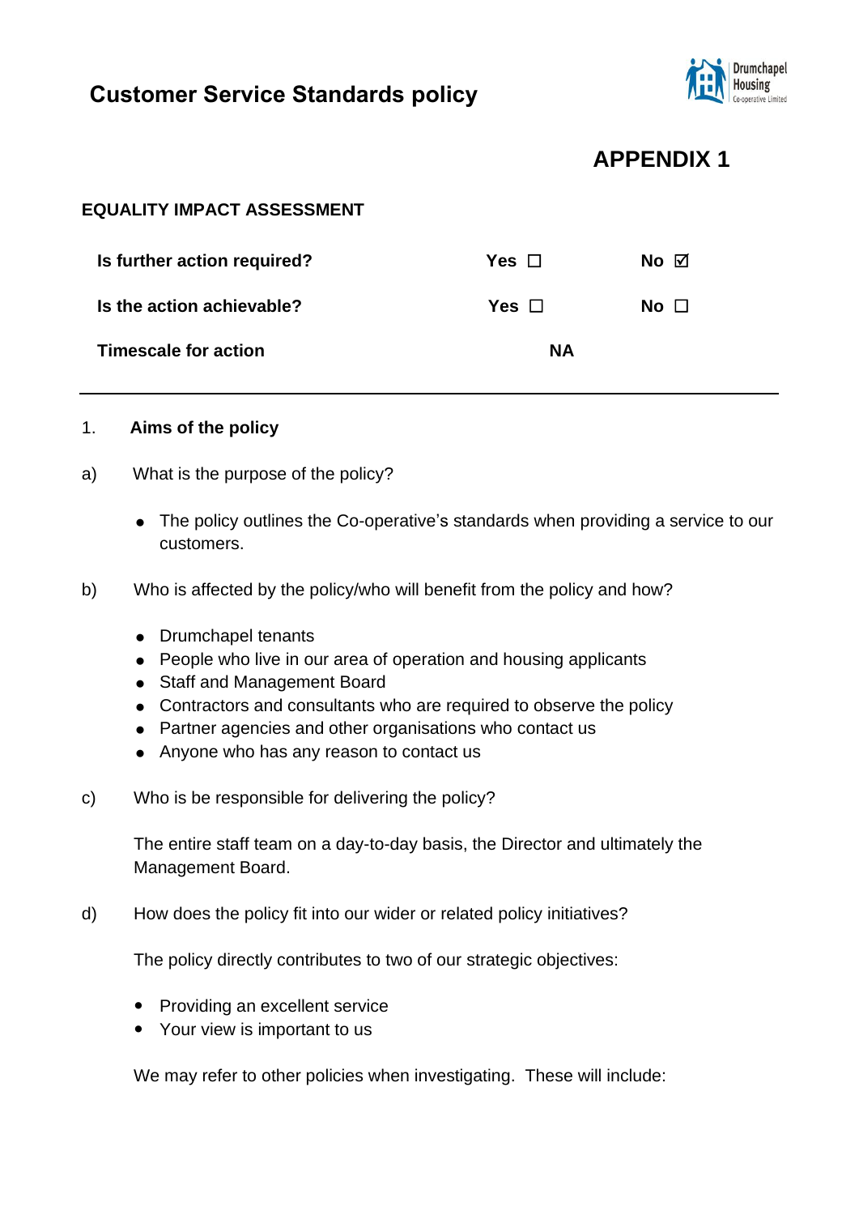# Customer Service Standards policy

## APPENDIX 1

### EQUALITY IMPACT ASSESSMENT

| | | |
|---|---|---|
| **Is further action required?** | **Yes ☐** | **No ☑** |
| **Is the action achievable?** | **Yes ☐** | **No ☐** |
| **Timescale for action** | **NA** | |

---

1. **Aims of the policy**

a) What is the purpose of the policy?

- The policy outlines the Co-operative's standards when providing a service to our customers.

b) Who is affected by the policy/who will benefit from the policy and how?

- Drumchapel tenants
- People who live in our area of operation and housing applicants
- Staff and Management Board
- Contractors and consultants who are required to observe the policy
- Partner agencies and other organisations who contact us
- Anyone who has any reason to contact us

c) Who is be responsible for delivering the policy?

The entire staff team on a day-to-day basis, the Director and ultimately the Management Board.

d) How does the policy fit into our wider or related policy initiatives?

The policy directly contributes to two of our strategic objectives:

- Providing an excellent service
- Your view is important to us

We may refer to other policies when investigating. These will include: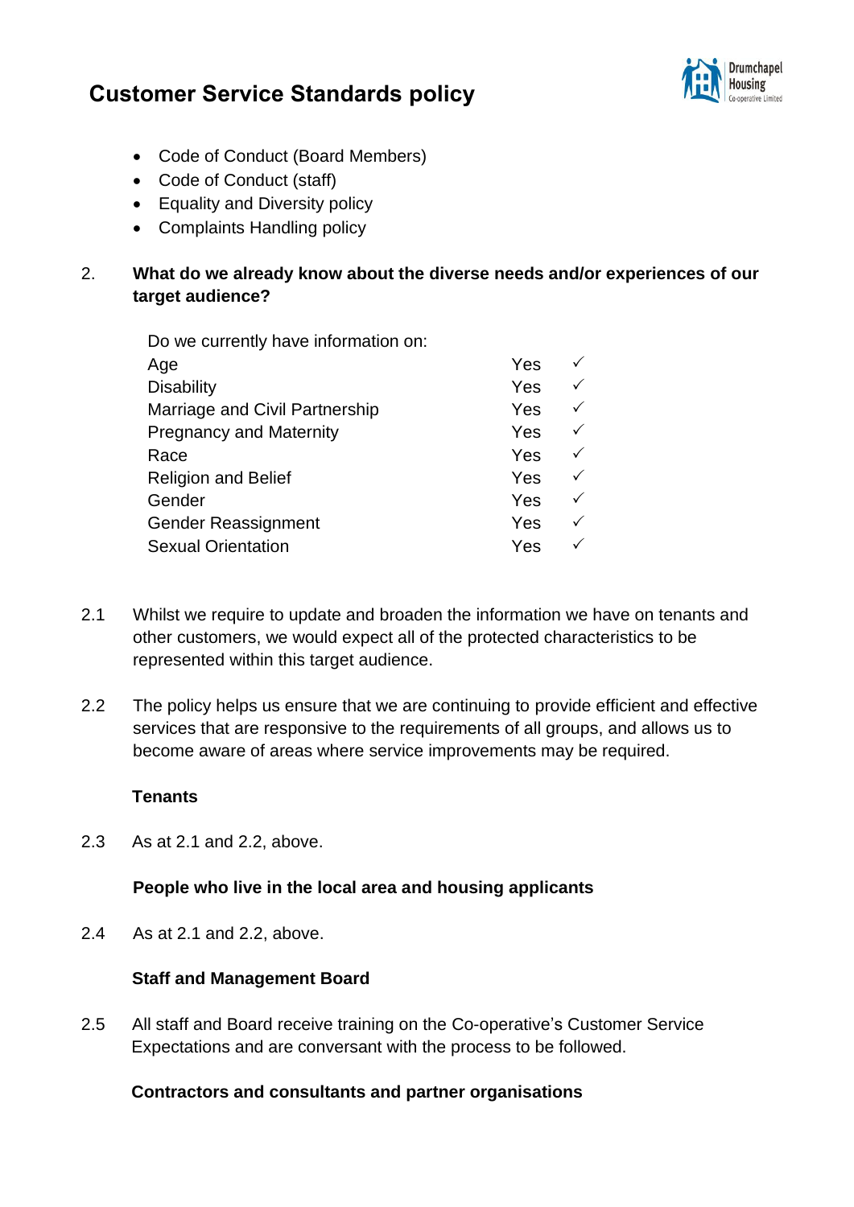- Code of Conduct (Board Members)
- Code of Conduct (staff)
- Equality and Diversity policy
- Complaints Handling policy

2. **What do we already know about the diverse needs and/or experiences of our target audience?**

Do we currently have information on:

| | | |
|---|---|---|
| Age | Yes | ✓ |
| Disability | Yes | ✓ |
| Marriage and Civil Partnership | Yes | ✓ |
| Pregnancy and Maternity | Yes | ✓ |
| Race | Yes | ✓ |
| Religion and Belief | Yes | ✓ |
| Gender | Yes | ✓ |
| Gender Reassignment | Yes | ✓ |
| Sexual Orientation | Yes | ✓ |

2.1 Whilst we require to update and broaden the information we have on tenants and other customers, we would expect all of the protected characteristics to be represented within this target audience.

2.2 The policy helps us ensure that we are continuing to provide efficient and effective services that are responsive to the requirements of all groups, and allows us to become aware of areas where service improvements may be required.

**Tenants**

2.3 As at 2.1 and 2.2, above.

**People who live in the local area and housing applicants**

2.4 As at 2.1 and 2.2, above.

**Staff and Management Board**

2.5 All staff and Board receive training on the Co-operative's Customer Service Expectations and are conversant with the process to be followed.

**Contractors and consultants and partner organisations**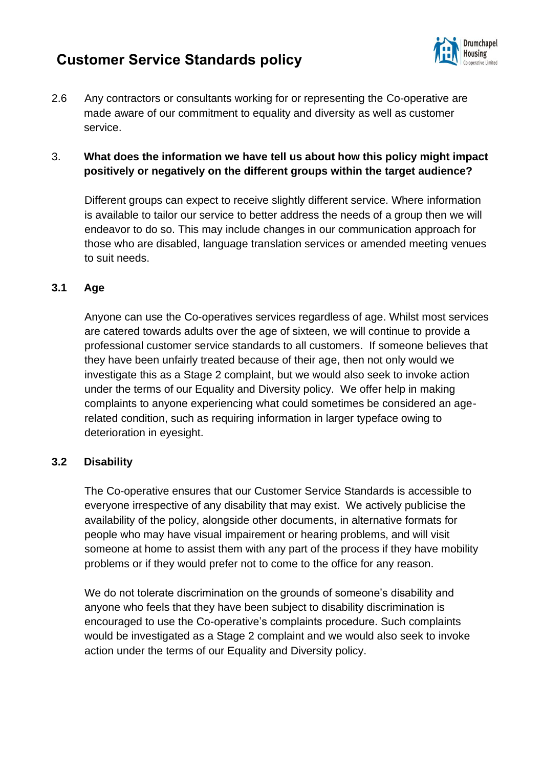2.6 Any contractors or consultants working for or representing the Co-operative are made aware of our commitment to equality and diversity as well as customer service.

3. **What does the information we have tell us about how this policy might impact positively or negatively on the different groups within the target audience?**

Different groups can expect to receive slightly different service. Where information is available to tailor our service to better address the needs of a group then we will endeavor to do so. This may include changes in our communication approach for those who are disabled, language translation services or amended meeting venues to suit needs.

**3.1 Age**

Anyone can use the Co-operatives services regardless of age. Whilst most services are catered towards adults over the age of sixteen, we will continue to provide a professional customer service standards to all customers. If someone believes that they have been unfairly treated because of their age, then not only would we investigate this as a Stage 2 complaint, but we would also seek to invoke action under the terms of our Equality and Diversity policy. We offer help in making complaints to anyone experiencing what could sometimes be considered an age-related condition, such as requiring information in larger typeface owing to deterioration in eyesight.

**3.2 Disability**

The Co-operative ensures that our Customer Service Standards is accessible to everyone irrespective of any disability that may exist. We actively publicise the availability of the policy, alongside other documents, in alternative formats for people who may have visual impairement or hearing problems, and will visit someone at home to assist them with any part of the process if they have mobility problems or if they would prefer not to come to the office for any reason.

We do not tolerate discrimination on the grounds of someone's disability and anyone who feels that they have been subject to disability discrimination is encouraged to use the Co-operative's complaints procedure. Such complaints would be investigated as a Stage 2 complaint and we would also seek to invoke action under the terms of our Equality and Diversity policy.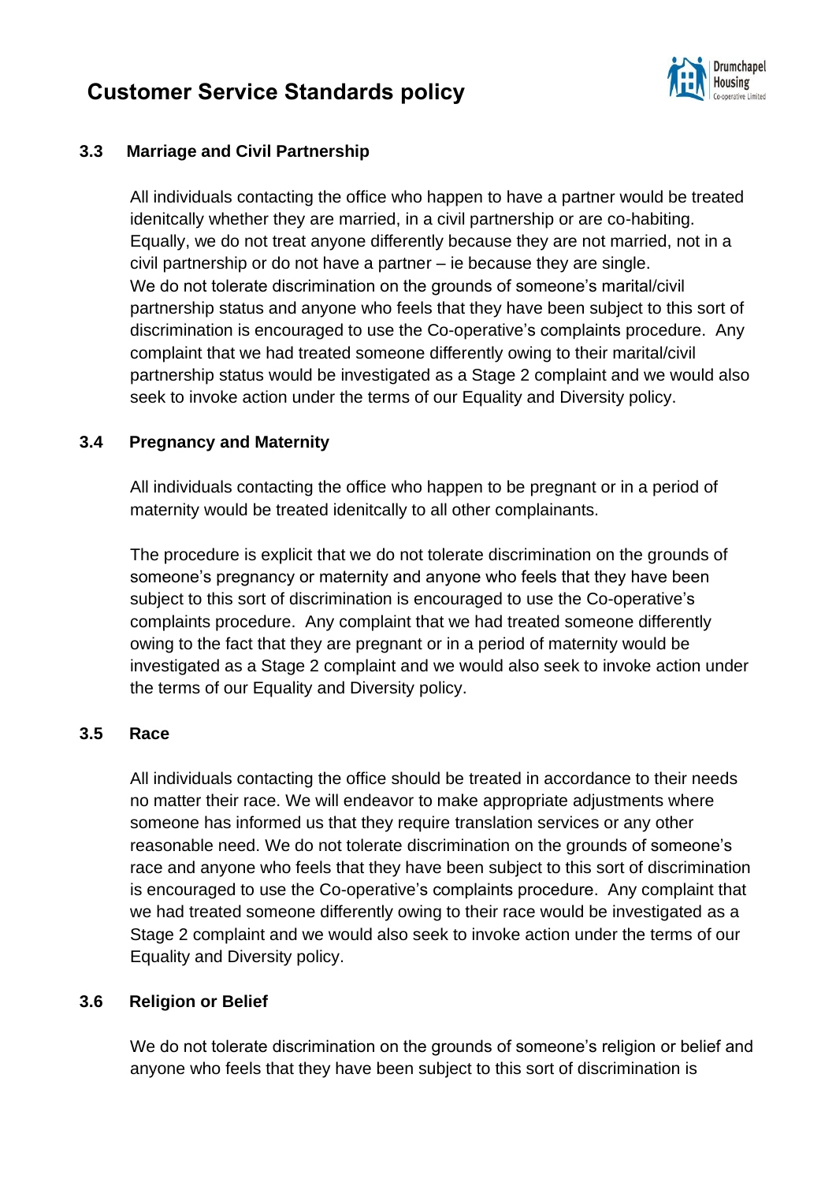### 3.3 Marriage and Civil Partnership

All individuals contacting the office who happen to have a partner would be treated idenitcally whether they are married, in a civil partnership or are co-habiting. Equally, we do not treat anyone differently because they are not married, not in a civil partnership or do not have a partner – ie because they are single. We do not tolerate discrimination on the grounds of someone's marital/civil partnership status and anyone who feels that they have been subject to this sort of discrimination is encouraged to use the Co-operative's complaints procedure. Any complaint that we had treated someone differently owing to their marital/civil partnership status would be investigated as a Stage 2 complaint and we would also seek to invoke action under the terms of our Equality and Diversity policy.

### 3.4 Pregnancy and Maternity

All individuals contacting the office who happen to be pregnant or in a period of maternity would be treated idenitcally to all other complainants.

The procedure is explicit that we do not tolerate discrimination on the grounds of someone's pregnancy or maternity and anyone who feels that they have been subject to this sort of discrimination is encouraged to use the Co-operative's complaints procedure. Any complaint that we had treated someone differently owing to the fact that they are pregnant or in a period of maternity would be investigated as a Stage 2 complaint and we would also seek to invoke action under the terms of our Equality and Diversity policy.

### 3.5 Race

All individuals contacting the office should be treated in accordance to their needs no matter their race. We will endeavor to make appropriate adjustments where someone has informed us that they require translation services or any other reasonable need. We do not tolerate discrimination on the grounds of someone's race and anyone who feels that they have been subject to this sort of discrimination is encouraged to use the Co-operative's complaints procedure. Any complaint that we had treated someone differently owing to their race would be investigated as a Stage 2 complaint and we would also seek to invoke action under the terms of our Equality and Diversity policy.

### 3.6 Religion or Belief

We do not tolerate discrimination on the grounds of someone's religion or belief and anyone who feels that they have been subject to this sort of discrimination is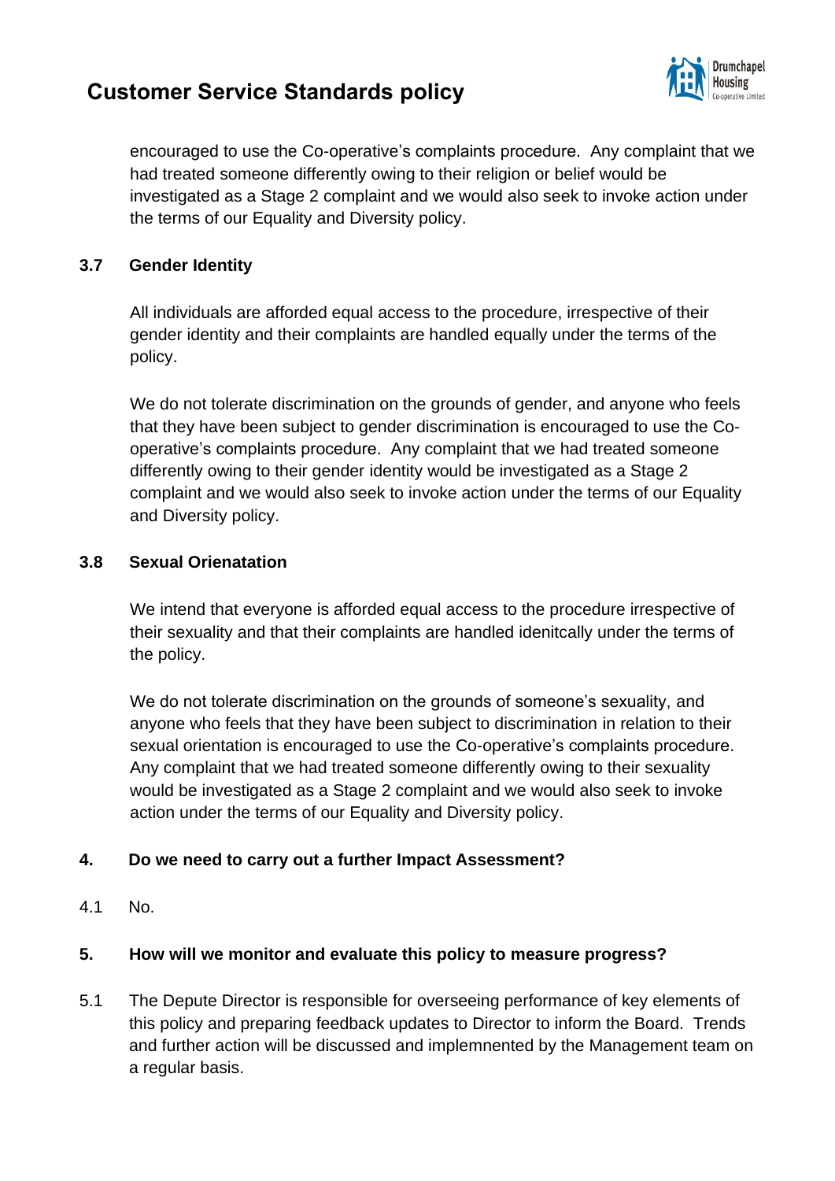encouraged to use the Co-operative's complaints procedure. Any complaint that we had treated someone differently owing to their religion or belief would be investigated as a Stage 2 complaint and we would also seek to invoke action under the terms of our Equality and Diversity policy.

### 3.7 Gender Identity

All individuals are afforded equal access to the procedure, irrespective of their gender identity and their complaints are handled equally under the terms of the policy.

We do not tolerate discrimination on the grounds of gender, and anyone who feels that they have been subject to gender discrimination is encouraged to use the Co-operative's complaints procedure. Any complaint that we had treated someone differently owing to their gender identity would be investigated as a Stage 2 complaint and we would also seek to invoke action under the terms of our Equality and Diversity policy.

### 3.8 Sexual Orienatation

We intend that everyone is afforded equal access to the procedure irrespective of their sexuality and that their complaints are handled idenitcally under the terms of the policy.

We do not tolerate discrimination on the grounds of someone's sexuality, and anyone who feels that they have been subject to discrimination in relation to their sexual orientation is encouraged to use the Co-operative's complaints procedure. Any complaint that we had treated someone differently owing to their sexuality would be investigated as a Stage 2 complaint and we would also seek to invoke action under the terms of our Equality and Diversity policy.

## 4. Do we need to carry out a further Impact Assessment?

4.1 No.

## 5. How will we monitor and evaluate this policy to measure progress?

5.1 The Depute Director is responsible for overseeing performance of key elements of this policy and preparing feedback updates to Director to inform the Board. Trends and further action will be discussed and implemnented by the Management team on a regular basis.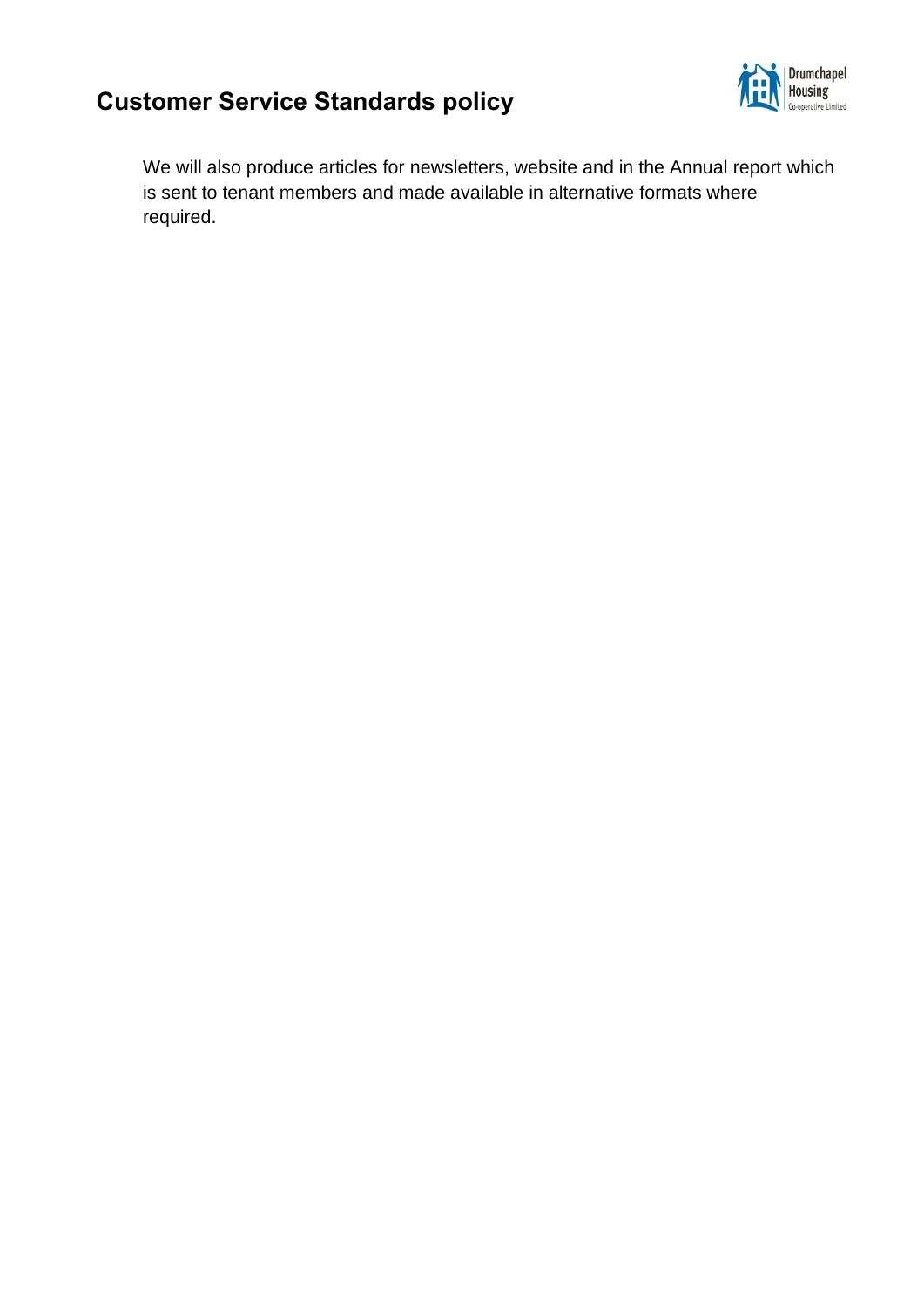We will also produce articles for newsletters, website and in the Annual report which is sent to tenant members and made available in alternative formats where required.